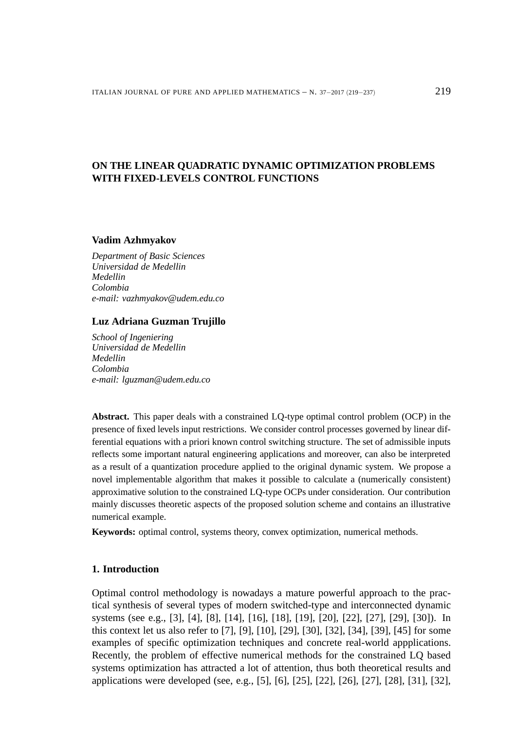# ON THE LINEAR QUADRATIC DYNAMIC OPTIMIZATION PROBLEMS WITH FIXED-LEVELS CONTROL FUNCTIONS

**Vadim Azhmyakov**

*Department of Basic Sciences*
*Universidad de Medellin*
*Medellin*
*Colombia*
*e-mail: vazhmyakov@udem.edu.co*

**Luz Adriana Guzman Trujillo**

*School of Ingeniering*
*Universidad de Medellin*
*Medellin*
*Colombia*
*e-mail: lguzman@udem.edu.co*

**Abstract.** This paper deals with a constrained LQ-type optimal control problem (OCP) in the presence of fixed levels input restrictions. We consider control processes governed by linear differential equations with a priori known control switching structure. The set of admissible inputs reflects some important natural engineering applications and moreover, can also be interpreted as a result of a quantization procedure applied to the original dynamic system. We propose a novel implementable algorithm that makes it possible to calculate a (numerically consistent) approximative solution to the constrained LQ-type OCPs under consideration. Our contribution mainly discusses theoretic aspects of the proposed solution scheme and contains an illustrative numerical example.

**Keywords:** optimal control, systems theory, convex optimization, numerical methods.

## 1. Introduction

Optimal control methodology is nowadays a mature powerful approach to the practical synthesis of several types of modern switched-type and interconnected dynamic systems (see e.g., [3], [4], [8], [14], [16], [18], [19], [20], [22], [27], [29], [30]). In this context let us also refer to [7], [9], [10], [29], [30], [32], [34], [39], [45] for some examples of specific optimization techniques and concrete real-world appplications. Recently, the problem of effective numerical methods for the constrained LQ based systems optimization has attracted a lot of attention, thus both theoretical results and applications were developed (see, e.g., [5], [6], [25], [22], [26], [27], [28], [31], [32],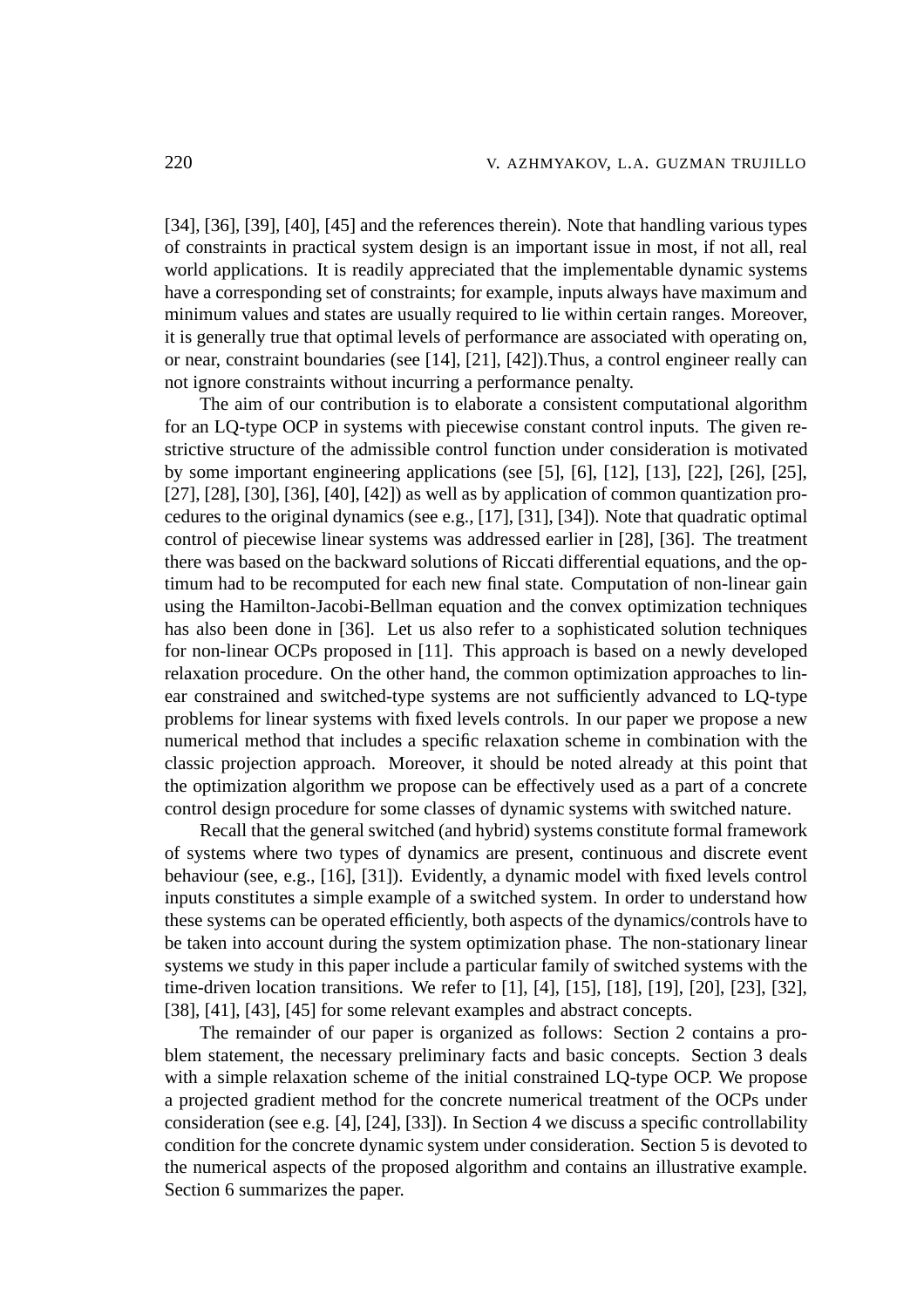[34], [36], [39], [40], [45] and the references therein). Note that handling various types of constraints in practical system design is an important issue in most, if not all, real world applications. It is readily appreciated that the implementable dynamic systems have a corresponding set of constraints; for example, inputs always have maximum and minimum values and states are usually required to lie within certain ranges. Moreover, it is generally true that optimal levels of performance are associated with operating on, or near, constraint boundaries (see [14], [21], [42]).Thus, a control engineer really can not ignore constraints without incurring a performance penalty.

The aim of our contribution is to elaborate a consistent computational algorithm for an LQ-type OCP in systems with piecewise constant control inputs. The given restrictive structure of the admissible control function under consideration is motivated by some important engineering applications (see [5], [6], [12], [13], [22], [26], [25], [27], [28], [30], [36], [40], [42]) as well as by application of common quantization procedures to the original dynamics (see e.g., [17], [31], [34]). Note that quadratic optimal control of piecewise linear systems was addressed earlier in [28], [36]. The treatment there was based on the backward solutions of Riccati differential equations, and the optimum had to be recomputed for each new final state. Computation of non-linear gain using the Hamilton-Jacobi-Bellman equation and the convex optimization techniques has also been done in [36]. Let us also refer to a sophisticated solution techniques for non-linear OCPs proposed in [11]. This approach is based on a newly developed relaxation procedure. On the other hand, the common optimization approaches to linear constrained and switched-type systems are not sufficiently advanced to LQ-type problems for linear systems with fixed levels controls. In our paper we propose a new numerical method that includes a specific relaxation scheme in combination with the classic projection approach. Moreover, it should be noted already at this point that the optimization algorithm we propose can be effectively used as a part of a concrete control design procedure for some classes of dynamic systems with switched nature.

Recall that the general switched (and hybrid) systems constitute formal framework of systems where two types of dynamics are present, continuous and discrete event behaviour (see, e.g., [16], [31]). Evidently, a dynamic model with fixed levels control inputs constitutes a simple example of a switched system. In order to understand how these systems can be operated efficiently, both aspects of the dynamics/controls have to be taken into account during the system optimization phase. The non-stationary linear systems we study in this paper include a particular family of switched systems with the time-driven location transitions. We refer to [1], [4], [15], [18], [19], [20], [23], [32], [38], [41], [43], [45] for some relevant examples and abstract concepts.

The remainder of our paper is organized as follows: Section 2 contains a problem statement, the necessary preliminary facts and basic concepts. Section 3 deals with a simple relaxation scheme of the initial constrained LQ-type OCP. We propose a projected gradient method for the concrete numerical treatment of the OCPs under consideration (see e.g. [4], [24], [33]). In Section 4 we discuss a specific controllability condition for the concrete dynamic system under consideration. Section 5 is devoted to the numerical aspects of the proposed algorithm and contains an illustrative example. Section 6 summarizes the paper.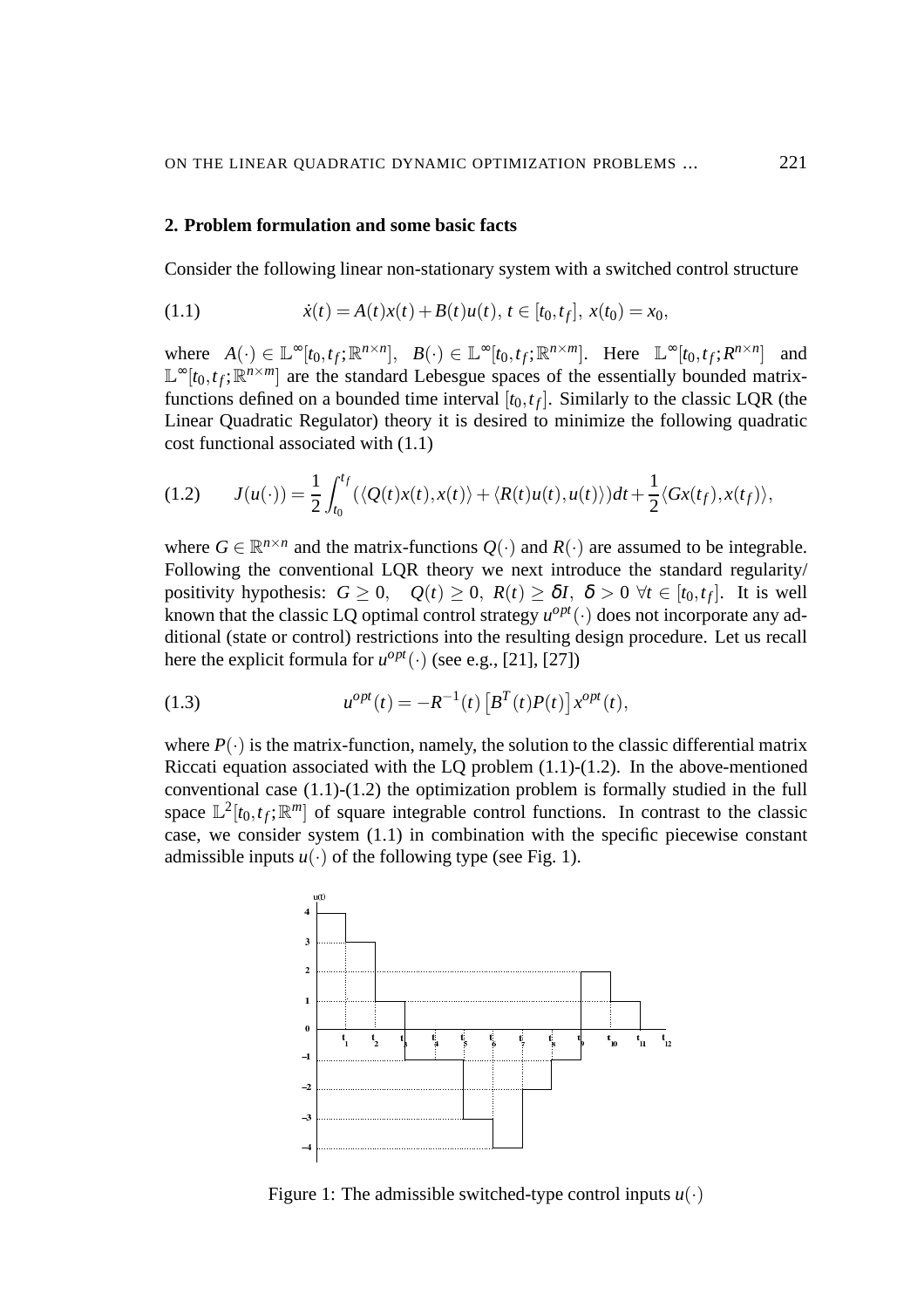## 2. Problem formulation and some basic facts

Consider the following linear non-stationary system with a switched control structure

$$\dot{x}(t) = A(t)x(t) + B(t)u(t),\ t \in [t_0, t_f],\ x(t_0) = x_0, \tag{1.1}$$

where $A(\cdot) \in \mathbb{L}^\infty[t_0,t_f;\mathbb{R}^{n\times n}]$, $B(\cdot) \in \mathbb{L}^\infty[t_0,t_f;\mathbb{R}^{n\times m}]$. Here $\mathbb{L}^\infty[t_0,t_f;R^{n\times n}]$ and $\mathbb{L}^\infty[t_0,t_f;\mathbb{R}^{n\times m}]$ are the standard Lebesgue spaces of the essentially bounded matrix-functions defined on a bounded time interval $[t_0,t_f]$. Similarly to the classic LQR (the Linear Quadratic Regulator) theory it is desired to minimize the following quadratic cost functional associated with (1.1)

$$J(u(\cdot)) = \frac{1}{2}\int_{t_0}^{t_f} (\langle Q(t)x(t), x(t)\rangle + \langle R(t)u(t), u(t)\rangle)dt + \frac{1}{2}\langle Gx(t_f), x(t_f)\rangle, \tag{1.2}$$

where $G \in \mathbb{R}^{n\times n}$ and the matrix-functions $Q(\cdot)$ and $R(\cdot)$ are assumed to be integrable. Following the conventional LQR theory we next introduce the standard regularity/positivity hypothesis: $G \geq 0$, $Q(t) \geq 0$, $R(t) \geq \delta I$, $\delta > 0\ \forall t \in [t_0,t_f]$. It is well known that the classic LQ optimal control strategy $u^{opt}(\cdot)$ does not incorporate any additional (state or control) restrictions into the resulting design procedure. Let us recall here the explicit formula for $u^{opt}(\cdot)$ (see e.g., [21], [27])

$$u^{opt}(t) = -R^{-1}(t)\left[B^T(t)P(t)\right]x^{opt}(t), \tag{1.3}$$

where $P(\cdot)$ is the matrix-function, namely, the solution to the classic differential matrix Riccati equation associated with the LQ problem (1.1)-(1.2). In the above-mentioned conventional case (1.1)-(1.2) the optimization problem is formally studied in the full space $\mathbb{L}^2[t_0,t_f;\mathbb{R}^m]$ of square integrable control functions. In contrast to the classic case, we consider system (1.1) in combination with the specific piecewise constant admissible inputs $u(\cdot)$ of the following type (see Fig. 1).

Figure 1: The admissible switched-type control inputs $u(\cdot)$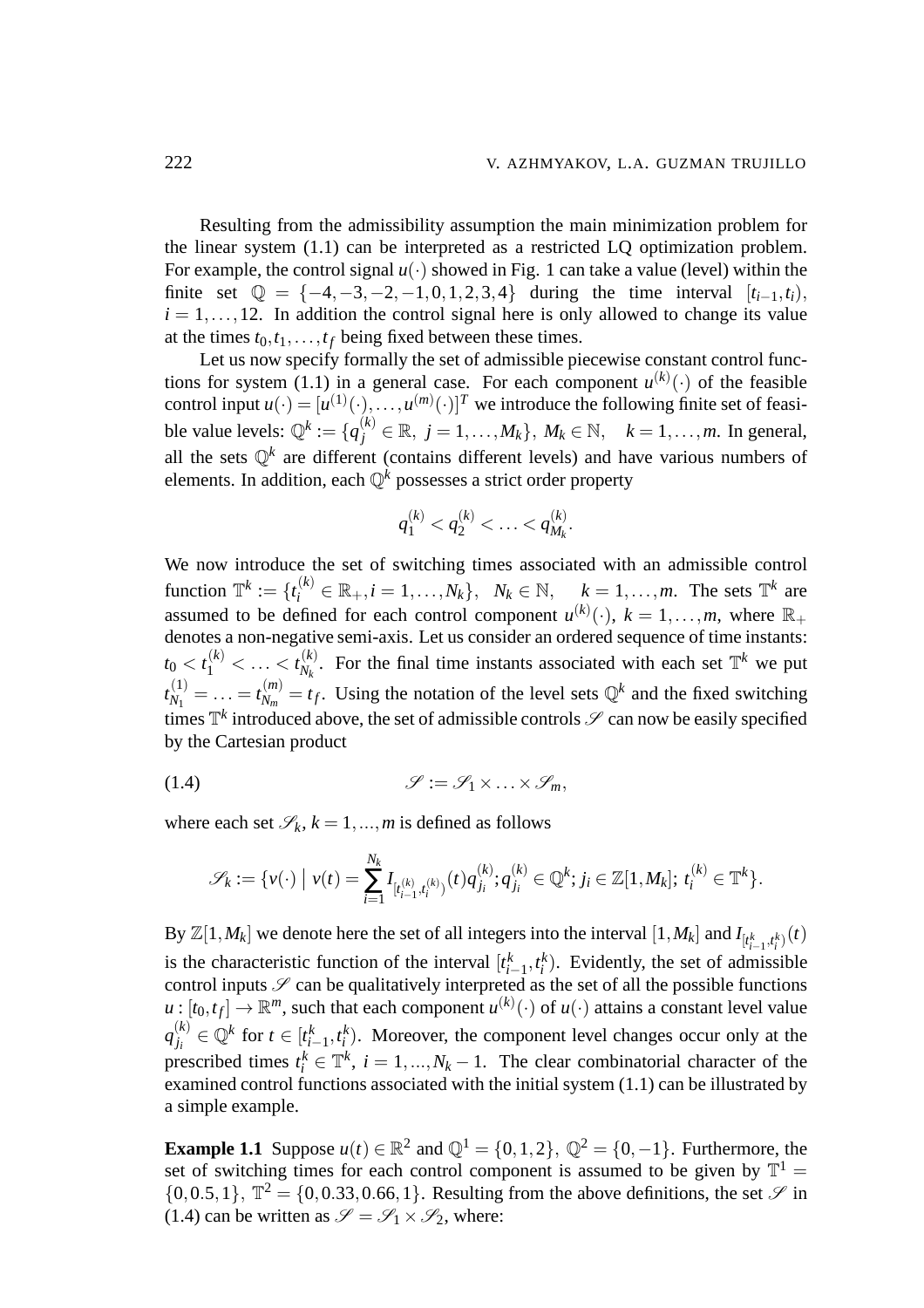Resulting from the admissibility assumption the main minimization problem for the linear system (1.1) can be interpreted as a restricted LQ optimization problem. For example, the control signal $u(\cdot)$ showed in Fig. 1 can take a value (level) within the finite set $\mathbb{Q} = \{-4,-3,-2,-1,0,1,2,3,4\}$ during the time interval $[t_{i-1},t_i)$, $i = 1,\dots,12$. In addition the control signal here is only allowed to change its value at the times $t_0,t_1,\dots,t_f$ being fixed between these times.

Let us now specify formally the set of admissible piecewise constant control functions for system (1.1) in a general case. For each component $u^{(k)}(\cdot)$ of the feasible control input $u(\cdot) = [u^{(1)}(\cdot),\dots,u^{(m)}(\cdot)]^T$ we introduce the following finite set of feasible value levels: $\mathbb{Q}^k := \{q_j^{(k)} \in \mathbb{R},\ j = 1,\dots,M_k\},\ M_k \in \mathbb{N}, \quad k = 1,\dots,m$. In general, all the sets $\mathbb{Q}^k$ are different (contains different levels) and have various numbers of elements. In addition, each $\mathbb{Q}^k$ possesses a strict order property

$$q_1^{(k)} < q_2^{(k)} < \dots < q_{M_k}^{(k)}.$$

We now introduce the set of switching times associated with an admissible control function $\mathbb{T}^k := \{t_i^{(k)} \in \mathbb{R}_+, i = 1,\dots,N_k\},\ \ N_k \in \mathbb{N}, \quad k = 1,\dots,m$. The sets $\mathbb{T}^k$ are assumed to be defined for each control component $u^{(k)}(\cdot)$, $k = 1,\dots,m$, where $\mathbb{R}_+$ denotes a non-negative semi-axis. Let us consider an ordered sequence of time instants: $t_0 < t_1^{(k)} < \dots < t_{N_k}^{(k)}$. For the final time instants associated with each set $\mathbb{T}^k$ we put $t_{N_1}^{(1)} = \dots = t_{N_m}^{(m)} = t_f$. Using the notation of the level sets $\mathbb{Q}^k$ and the fixed switching times $\mathbb{T}^k$ introduced above, the set of admissible controls $\mathscr{S}$ can now be easily specified by the Cartesian product

$$\mathscr{S} := \mathscr{S}_1 \times \dots \times \mathscr{S}_m, \tag{1.4}$$

where each set $\mathscr{S}_k$, $k = 1,...,m$ is defined as follows

$$\mathscr{S}_k := \{v(\cdot) \mid v(t) = \sum_{i=1}^{N_k} I_{[t_{i-1}^{(k)},t_i^{(k)})}(t) q_{j_i}^{(k)}; q_{j_i}^{(k)} \in \mathbb{Q}^k; j_i \in \mathbb{Z}[1,M_k];\ t_i^{(k)} \in \mathbb{T}^k\}.$$

By $\mathbb{Z}[1,M_k]$ we denote here the set of all integers into the interval $[1,M_k]$ and $I_{[t_{i-1}^k,t_i^k)}(t)$ is the characteristic function of the interval $[t_{i-1}^k,t_i^k)$. Evidently, the set of admissible control inputs $\mathscr{S}$ can be qualitatively interpreted as the set of all the possible functions $u : [t_0,t_f] \to \mathbb{R}^m$, such that each component $u^{(k)}(\cdot)$ of $u(\cdot)$ attains a constant level value $q_{j_i}^{(k)} \in \mathbb{Q}^k$ for $t \in [t_{i-1}^k,t_i^k)$. Moreover, the component level changes occur only at the prescribed times $t_i^k \in \mathbb{T}^k$, $i = 1,...,N_k - 1$. The clear combinatorial character of the examined control functions associated with the initial system (1.1) can be illustrated by a simple example.

**Example 1.1** Suppose $u(t) \in \mathbb{R}^2$ and $\mathbb{Q}^1 = \{0,1,2\},\ \mathbb{Q}^2 = \{0,-1\}$. Furthermore, the set of switching times for each control component is assumed to be given by $\mathbb{T}^1 = \{0,0.5,1\},\ \mathbb{T}^2 = \{0,0.33,0.66,1\}$. Resulting from the above definitions, the set $\mathscr{S}$ in (1.4) can be written as $\mathscr{S} = \mathscr{S}_1 \times \mathscr{S}_2$, where: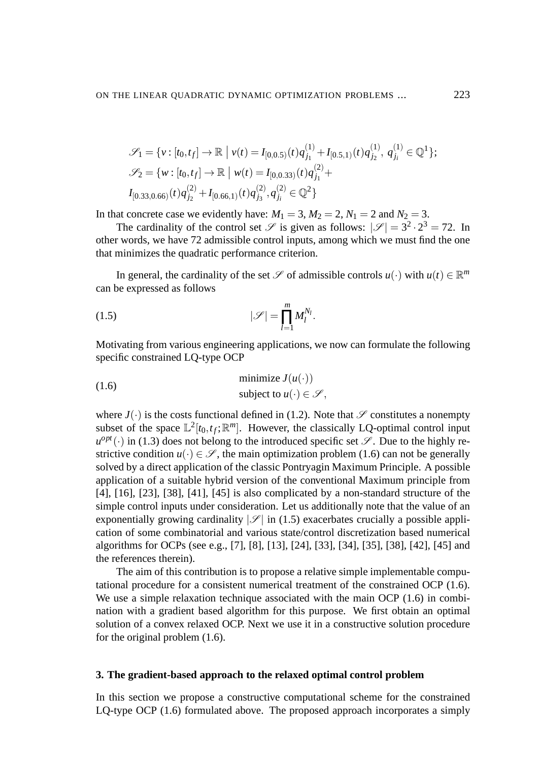$$\mathscr{S}_1 = \{v : [t_0, t_f] \to \mathbb{R} \mid v(t) = I_{[0,0.5)}(t) q^{(1)}_{j_1} + I_{[0.5,1)}(t) q^{(1)}_{j_2},\ q^{(1)}_{j_i} \in \mathbb{Q}^1\};$$
$$\mathscr{S}_2 = \{w : [t_0, t_f] \to \mathbb{R} \mid w(t) = I_{[0,0.33)}(t) q^{(2)}_{j_1} +$$
$$I_{[0.33,0.66)}(t) q^{(2)}_{j_2} + I_{[0.66,1)}(t) q^{(2)}_{j_3}, q^{(2)}_{j_i} \in \mathbb{Q}^2\}$$

In that concrete case we evidently have: $M_1 = 3$, $M_2 = 2$, $N_1 = 2$ and $N_2 = 3$.

The cardinality of the control set $\mathscr{S}$ is given as follows: $|\mathscr{S}| = 3^2 \cdot 2^3 = 72$. In other words, we have 72 admissible control inputs, among which we must find the one that minimizes the quadratic performance criterion.

In general, the cardinality of the set $\mathscr{S}$ of admissible controls $u(\cdot)$ with $u(t) \in \mathbb{R}^m$ can be expressed as follows

$$|\mathscr{S}| = \prod_{l=1}^{m} M_l^{N_l}. \tag{1.5}$$

Motivating from various engineering applications, we now can formulate the following specific constrained LQ-type OCP

$$\begin{aligned} &\text{minimize } J(u(\cdot)) \\ &\text{subject to } u(\cdot) \in \mathscr{S}, \end{aligned} \tag{1.6}$$

where $J(\cdot)$ is the costs functional defined in (1.2). Note that $\mathscr{S}$ constitutes a nonempty subset of the space $\mathbb{L}^2[t_0, t_f; \mathbb{R}^m]$. However, the classically LQ-optimal control input $u^{opt}(\cdot)$ in (1.3) does not belong to the introduced specific set $\mathscr{S}$. Due to the highly restrictive condition $u(\cdot) \in \mathscr{S}$, the main optimization problem (1.6) can not be generally solved by a direct application of the classic Pontryagin Maximum Principle. A possible application of a suitable hybrid version of the conventional Maximum principle from [4], [16], [23], [38], [41], [45] is also complicated by a non-standard structure of the simple control inputs under consideration. Let us additionally note that the value of an exponentially growing cardinality $|\mathscr{S}|$ in (1.5) exacerbates crucially a possible application of some combinatorial and various state/control discretization based numerical algorithms for OCPs (see e.g., [7], [8], [13], [24], [33], [34], [35], [38], [42], [45] and the references therein).

The aim of this contribution is to propose a relative simple implementable computational procedure for a consistent numerical treatment of the constrained OCP (1.6). We use a simple relaxation technique associated with the main OCP (1.6) in combination with a gradient based algorithm for this purpose. We first obtain an optimal solution of a convex relaxed OCP. Next we use it in a constructive solution procedure for the original problem (1.6).

## 3. The gradient-based approach to the relaxed optimal control problem

In this section we propose a constructive computational scheme for the constrained LQ-type OCP (1.6) formulated above. The proposed approach incorporates a simply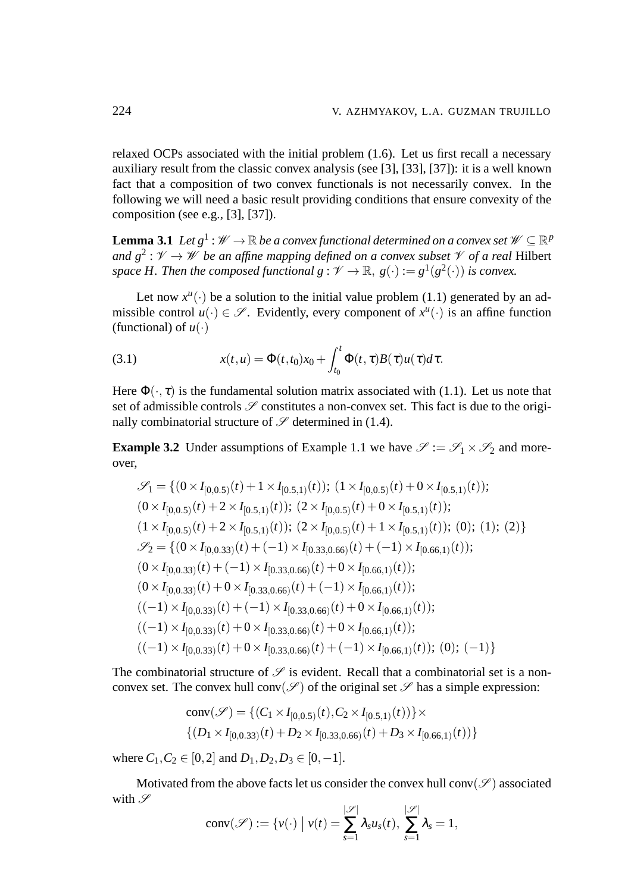relaxed OCPs associated with the initial problem (1.6). Let us first recall a necessary auxiliary result from the classic convex analysis (see [3], [33], [37]): it is a well known fact that a composition of two convex functionals is not necessarily convex. In the following we will need a basic result providing conditions that ensure convexity of the composition (see e.g., [3], [37]).

**Lemma 3.1** *Let $g^1 : \mathscr{W} \to \mathbb{R}$ be a convex functional determined on a convex set $\mathscr{W} \subseteq \mathbb{R}^p$ and $g^2 : \mathscr{V} \to \mathscr{W}$ be an affine mapping defined on a convex subset $\mathscr{V}$ of a real* Hilbert *space $H$. Then the composed functional $g : \mathscr{V} \to \mathbb{R},\ g(\cdot) := g^1(g^2(\cdot))$ is convex.*

Let now $x^u(\cdot)$ be a solution to the initial value problem (1.1) generated by an admissible control $u(\cdot) \in \mathscr{S}$. Evidently, every component of $x^u(\cdot)$ is an affine function (functional) of $u(\cdot)$

$$x(t,u) = \Phi(t,t_0)x_0 + \int_{t_0}^{t} \Phi(t,\tau)B(\tau)u(\tau)d\tau. \tag{3.1}$$

Here $\Phi(\cdot,\tau)$ is the fundamental solution matrix associated with (1.1). Let us note that set of admissible controls $\mathscr{S}$ constitutes a non-convex set. This fact is due to the originally combinatorial structure of $\mathscr{S}$ determined in (1.4).

**Example 3.2** Under assumptions of Example 1.1 we have $\mathscr{S} := \mathscr{S}_1 \times \mathscr{S}_2$ and moreover,

$$\begin{aligned}
&\mathscr{S}_1 = \{(0 \times I_{[0,0.5)}(t) + 1 \times I_{[0.5,1)}(t));\ (1 \times I_{[0,0.5)}(t) + 0 \times I_{[0.5,1)}(t));\\
&(0 \times I_{[0,0.5)}(t) + 2 \times I_{[0.5,1)}(t));\ (2 \times I_{[0,0.5)}(t) + 0 \times I_{[0.5,1)}(t));\\
&(1 \times I_{[0,0.5)}(t) + 2 \times I_{[0.5,1)}(t));\ (2 \times I_{[0,0.5)}(t) + 1 \times I_{[0.5,1)}(t));\ (0);\ (1);\ (2)\}\\
&\mathscr{S}_2 = \{(0 \times I_{[0,0.33)}(t) + (-1) \times I_{[0.33,0.66)}(t) + (-1) \times I_{[0.66,1)}(t));\\
&(0 \times I_{[0,0.33)}(t) + (-1) \times I_{[0.33,0.66)}(t) + 0 \times I_{[0.66,1)}(t));\\
&(0 \times I_{[0,0.33)}(t) + 0 \times I_{[0.33,0.66)}(t) + (-1) \times I_{[0.66,1)}(t));\\
&((-1) \times I_{[0,0.33)}(t) + (-1) \times I_{[0.33,0.66)}(t) + 0 \times I_{[0.66,1)}(t));\\
&((-1) \times I_{[0,0.33)}(t) + 0 \times I_{[0.33,0.66)}(t) + 0 \times I_{[0.66,1)}(t));\\
&((-1) \times I_{[0,0.33)}(t) + 0 \times I_{[0.33,0.66)}(t) + (-1) \times I_{[0.66,1)}(t));\ (0);\ (-1)\}
\end{aligned}$$

The combinatorial structure of $\mathscr{S}$ is evident. Recall that a combinatorial set is a non-convex set. The convex hull $\text{conv}(\mathscr{S})$ of the original set $\mathscr{S}$ has a simple expression:

$$\begin{aligned}
\text{conv}(\mathscr{S}) = \{&(C_1 \times I_{[0,0.5)}(t), C_2 \times I_{[0.5,1)}(t))\} \times\\
\{&(D_1 \times I_{[0,0.33)}(t) + D_2 \times I_{[0.33,0.66)}(t) + D_3 \times I_{[0.66,1)}(t))\}
\end{aligned}$$

where $C_1, C_2 \in [0,2]$ and $D_1, D_2, D_3 \in [0,-1]$.

Motivated from the above facts let us consider the convex hull $\text{conv}(\mathscr{S})$ associated with $\mathscr{S}$

$$\text{conv}(\mathscr{S}) := \{v(\cdot) \mid v(t) = \sum_{s=1}^{|\mathscr{S}|} \lambda_s u_s(t),\ \sum_{s=1}^{|\mathscr{S}|} \lambda_s = 1,$$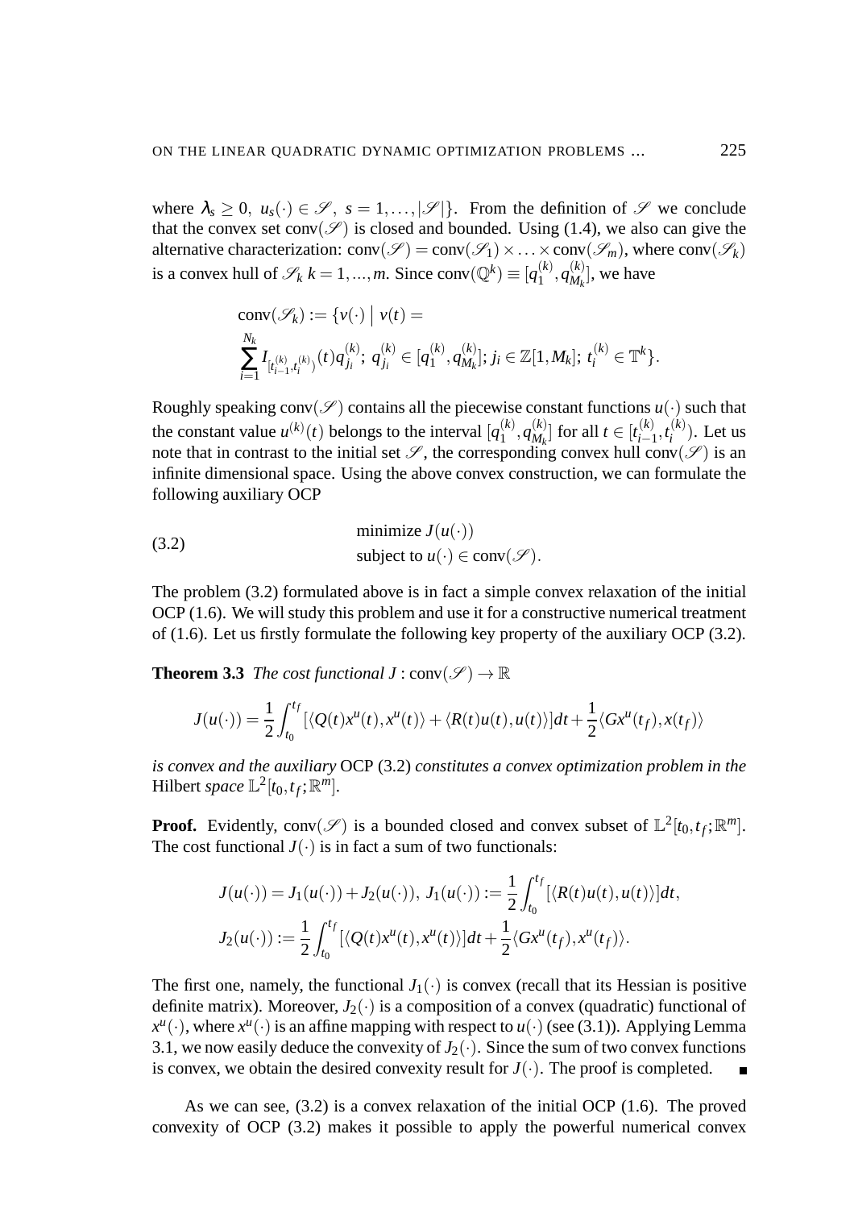where $\lambda_s \geq 0,\ u_s(\cdot) \in \mathscr{S},\ s = 1,\dots,|\mathscr{S}|\}$. From the definition of $\mathscr{S}$ we conclude that the convex set $\text{conv}(\mathscr{S})$ is closed and bounded. Using (1.4), we also can give the alternative characterization: $\text{conv}(\mathscr{S}) = \text{conv}(\mathscr{S}_1) \times \ldots \times \text{conv}(\mathscr{S}_m)$, where $\text{conv}(\mathscr{S}_k)$ is a convex hull of $\mathscr{S}_k$ $k = 1,...,m$. Since $\text{conv}(\mathbb{Q}^k) \equiv [q_1^{(k)}, q_{M_k}^{(k)}]$, we have

$$\text{conv}(\mathscr{S}_k) := \{v(\cdot) \mid v(t) = \sum_{i=1}^{N_k} I_{[t_{i-1}^{(k)}, t_i^{(k)})}(t) q_{j_i}^{(k)};\ q_{j_i}^{(k)} \in [q_1^{(k)}, q_{M_k}^{(k)}];\ j_i \in \mathbb{Z}[1, M_k];\ t_i^{(k)} \in \mathbb{T}^k\}.$$

Roughly speaking $\text{conv}(\mathscr{S})$ contains all the piecewise constant functions $u(\cdot)$ such that the constant value $u^{(k)}(t)$ belongs to the interval $[q_1^{(k)}, q_{M_k}^{(k)}]$ for all $t \in [t_{i-1}^{(k)}, t_i^{(k)})$. Let us note that in contrast to the initial set $\mathscr{S}$, the corresponding convex hull $\text{conv}(\mathscr{S})$ is an infinite dimensional space. Using the above convex construction, we can formulate the following auxiliary OCP

$$\begin{aligned} &\text{minimize } J(u(\cdot)) \\ &\text{subject to } u(\cdot) \in \text{conv}(\mathscr{S}). \end{aligned} \tag{3.2}$$

The problem (3.2) formulated above is in fact a simple convex relaxation of the initial OCP (1.6). We will study this problem and use it for a constructive numerical treatment of (1.6). Let us firstly formulate the following key property of the auxiliary OCP (3.2).

**Theorem 3.3** *The cost functional* $J : \text{conv}(\mathscr{S}) \to \mathbb{R}$

$$J(u(\cdot)) = \frac{1}{2}\int_{t_0}^{t_f} [\langle Q(t)x^u(t), x^u(t)\rangle + \langle R(t)u(t), u(t)\rangle]dt + \frac{1}{2}\langle Gx^u(t_f), x(t_f)\rangle$$

*is convex and the auxiliary* OCP (3.2) *constitutes a convex optimization problem in the* Hilbert *space* $\mathbb{L}^2[t_0, t_f; \mathbb{R}^m]$.

**Proof.** Evidently, $\text{conv}(\mathscr{S})$ is a bounded closed and convex subset of $\mathbb{L}^2[t_0, t_f; \mathbb{R}^m]$. The cost functional $J(\cdot)$ is in fact a sum of two functionals:

$$J(u(\cdot)) = J_1(u(\cdot)) + J_2(u(\cdot)),\ J_1(u(\cdot)) := \frac{1}{2}\int_{t_0}^{t_f} [\langle R(t)u(t), u(t)\rangle]dt,$$

$$J_2(u(\cdot)) := \frac{1}{2}\int_{t_0}^{t_f} [\langle Q(t)x^u(t), x^u(t)\rangle]dt + \frac{1}{2}\langle Gx^u(t_f), x^u(t_f)\rangle.$$

The first one, namely, the functional $J_1(\cdot)$ is convex (recall that its Hessian is positive definite matrix). Moreover, $J_2(\cdot)$ is a composition of a convex (quadratic) functional of $x^u(\cdot)$, where $x^u(\cdot)$ is an affine mapping with respect to $u(\cdot)$ (see (3.1)). Applying Lemma 3.1, we now easily deduce the convexity of $J_2(\cdot)$. Since the sum of two convex functions is convex, we obtain the desired convexity result for $J(\cdot)$. The proof is completed. ■

As we can see, (3.2) is a convex relaxation of the initial OCP (1.6). The proved convexity of OCP (3.2) makes it possible to apply the powerful numerical convex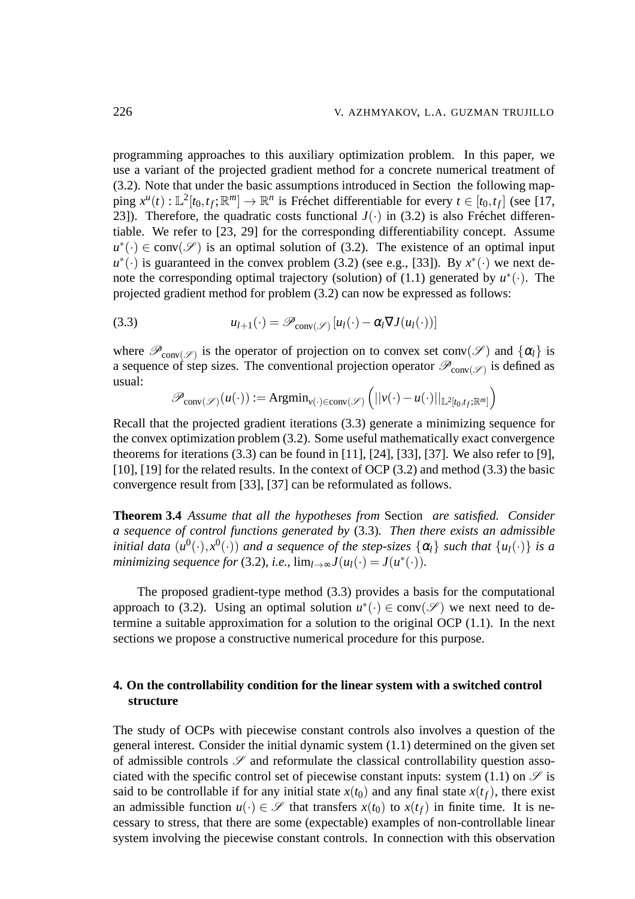programming approaches to this auxiliary optimization problem. In this paper, we use a variant of the projected gradient method for a concrete numerical treatment of (3.2). Note that under the basic assumptions introduced in Section  the following mapping $x^u(t) : \mathbb{L}^2[t_0,t_f;\mathbb{R}^m] \to \mathbb{R}^n$ is Fréchet differentiable for every $t \in [t_0,t_f]$ (see [17, 23]). Therefore, the quadratic costs functional $J(\cdot)$ in (3.2) is also Fréchet differentiable. We refer to [23, 29] for the corresponding differentiability concept. Assume $u^*(\cdot) \in \text{conv}(\mathscr{S})$ is an optimal solution of (3.2). The existence of an optimal input $u^*(\cdot)$ is guaranteed in the convex problem (3.2) (see e.g., [33]). By $x^*(\cdot)$ we next denote the corresponding optimal trajectory (solution) of (1.1) generated by $u^*(\cdot)$. The projected gradient method for problem (3.2) can now be expressed as follows:

$$u_{l+1}(\cdot) = \mathscr{P}_{\text{conv}(\mathscr{S})}\left[u_l(\cdot) - \alpha_l \nabla J(u_l(\cdot))\right] \tag{3.3}$$

where $\mathscr{P}_{\text{conv}(\mathscr{S})}$ is the operator of projection on to convex set $\text{conv}(\mathscr{S})$ and $\{\alpha_l\}$ is a sequence of step sizes. The conventional projection operator $\mathscr{P}_{\text{conv}(\mathscr{S})}$ is defined as usual:

$$\mathscr{P}_{\text{conv}(\mathscr{S})}(u(\cdot)) := \text{Argmin}_{v(\cdot)\in\text{conv}(\mathscr{S})}\left(||v(\cdot) - u(\cdot)||_{\mathbb{L}^2[t_0,t_f;\mathbb{R}^m]}\right)$$

Recall that the projected gradient iterations (3.3) generate a minimizing sequence for the convex optimization problem (3.2). Some useful mathematically exact convergence theorems for iterations (3.3) can be found in [11], [24], [33], [37]. We also refer to [9], [10], [19] for the related results. In the context of OCP (3.2) and method (3.3) the basic convergence result from [33], [37] can be reformulated as follows.

**Theorem 3.4** *Assume that all the hypotheses from* Section  *are satisfied. Consider a sequence of control functions generated by* (3.3)*. Then there exists an admissible initial data* $(u^0(\cdot), x^0(\cdot))$ *and a sequence of the step-sizes* $\{\alpha_l\}$ *such that* $\{u_l(\cdot)\}$ *is a minimizing sequence for* (3.2)*, i.e.,* $\lim_{l\to\infty} J(u_l(\cdot)) = J(u^*(\cdot))$.

The proposed gradient-type method (3.3) provides a basis for the computational approach to (3.2). Using an optimal solution $u^*(\cdot) \in \text{conv}(\mathscr{S})$ we next need to determine a suitable approximation for a solution to the original OCP (1.1). In the next sections we propose a constructive numerical procedure for this purpose.

## 4. On the controllability condition for the linear system with a switched control structure

The study of OCPs with piecewise constant controls also involves a question of the general interest. Consider the initial dynamic system (1.1) determined on the given set of admissible controls $\mathscr{S}$ and reformulate the classical controllability question associated with the specific control set of piecewise constant inputs: system (1.1) on $\mathscr{S}$ is said to be controllable if for any initial state $x(t_0)$ and any final state $x(t_f)$, there exist an admissible function $u(\cdot) \in \mathscr{S}$ that transfers $x(t_0)$ to $x(t_f)$ in finite time. It is necessary to stress, that there are some (expectable) examples of non-controllable linear system involving the piecewise constant controls. In connection with this observation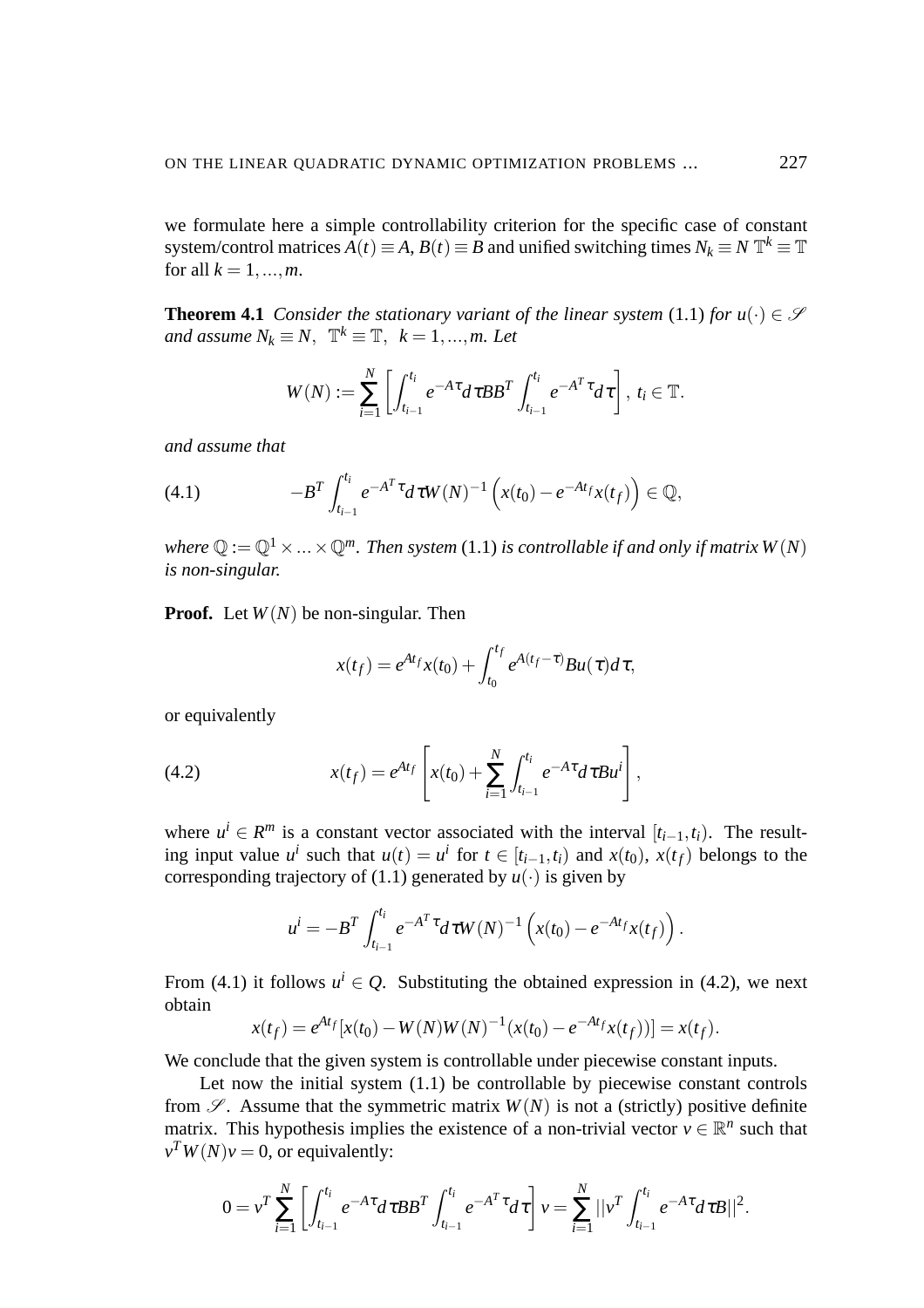we formulate here a simple controllability criterion for the specific case of constant system/control matrices $A(t) \equiv A$, $B(t) \equiv B$ and unified switching times $N_k \equiv N$ $\mathbb{T}^k \equiv \mathbb{T}$ for all $k = 1, ..., m$.

**Theorem 4.1** *Consider the stationary variant of the linear system* (1.1) *for* $u(\cdot) \in \mathscr{S}$ *and assume* $N_k \equiv N$, $\mathbb{T}^k \equiv \mathbb{T}$, $k = 1, ..., m$. *Let*

$$W(N) := \sum_{i=1}^{N} \left[ \int_{t_{i-1}}^{t_i} e^{-A\tau} d\tau B B^T \int_{t_{i-1}}^{t_i} e^{-A^T\tau} d\tau \right], \; t_i \in \mathbb{T}.$$

*and assume that*

$$-B^T \int_{t_{i-1}}^{t_i} e^{-A^T\tau} d\tau W(N)^{-1} \left( x(t_0) - e^{-At_f} x(t_f) \right) \in \mathbb{Q}, \tag{4.1}$$

*where* $\mathbb{Q} := \mathbb{Q}^1 \times ... \times \mathbb{Q}^m$. *Then system* (1.1) *is controllable if and only if matrix* $W(N)$ *is non-singular.*

**Proof.** Let $W(N)$ be non-singular. Then

$$x(t_f) = e^{At_f} x(t_0) + \int_{t_0}^{t_f} e^{A(t_f - \tau)} B u(\tau) d\tau,$$

or equivalently

$$x(t_f) = e^{At_f} \left[ x(t_0) + \sum_{i=1}^{N} \int_{t_{i-1}}^{t_i} e^{-A\tau} d\tau B u^i \right], \tag{4.2}$$

where $u^i \in R^m$ is a constant vector associated with the interval $[t_{i-1}, t_i)$. The resulting input value $u^i$ such that $u(t) = u^i$ for $t \in [t_{i-1}, t_i)$ and $x(t_0)$, $x(t_f)$ belongs to the corresponding trajectory of (1.1) generated by $u(\cdot)$ is given by

$$u^i = -B^T \int_{t_{i-1}}^{t_i} e^{-A^T\tau} d\tau W(N)^{-1} \left( x(t_0) - e^{-At_f} x(t_f) \right).$$

From (4.1) it follows $u^i \in Q$. Substituting the obtained expression in (4.2), we next obtain

$$x(t_f) = e^{At_f} [x(t_0) - W(N) W(N)^{-1} (x(t_0) - e^{-At_f} x(t_f))] = x(t_f).$$

We conclude that the given system is controllable under piecewise constant inputs.

Let now the initial system (1.1) be controllable by piecewise constant controls from $\mathscr{S}$. Assume that the symmetric matrix $W(N)$ is not a (strictly) positive definite matrix. This hypothesis implies the existence of a non-trivial vector $v \in \mathbb{R}^n$ such that $v^T W(N) v = 0$, or equivalently:

$$0 = v^T \sum_{i=1}^{N} \left[ \int_{t_{i-1}}^{t_i} e^{-A\tau} d\tau B B^T \int_{t_{i-1}}^{t_i} e^{-A^T\tau} d\tau \right] v = \sum_{i=1}^{N} ||v^T \int_{t_{i-1}}^{t_i} e^{-A\tau} d\tau B||^2.$$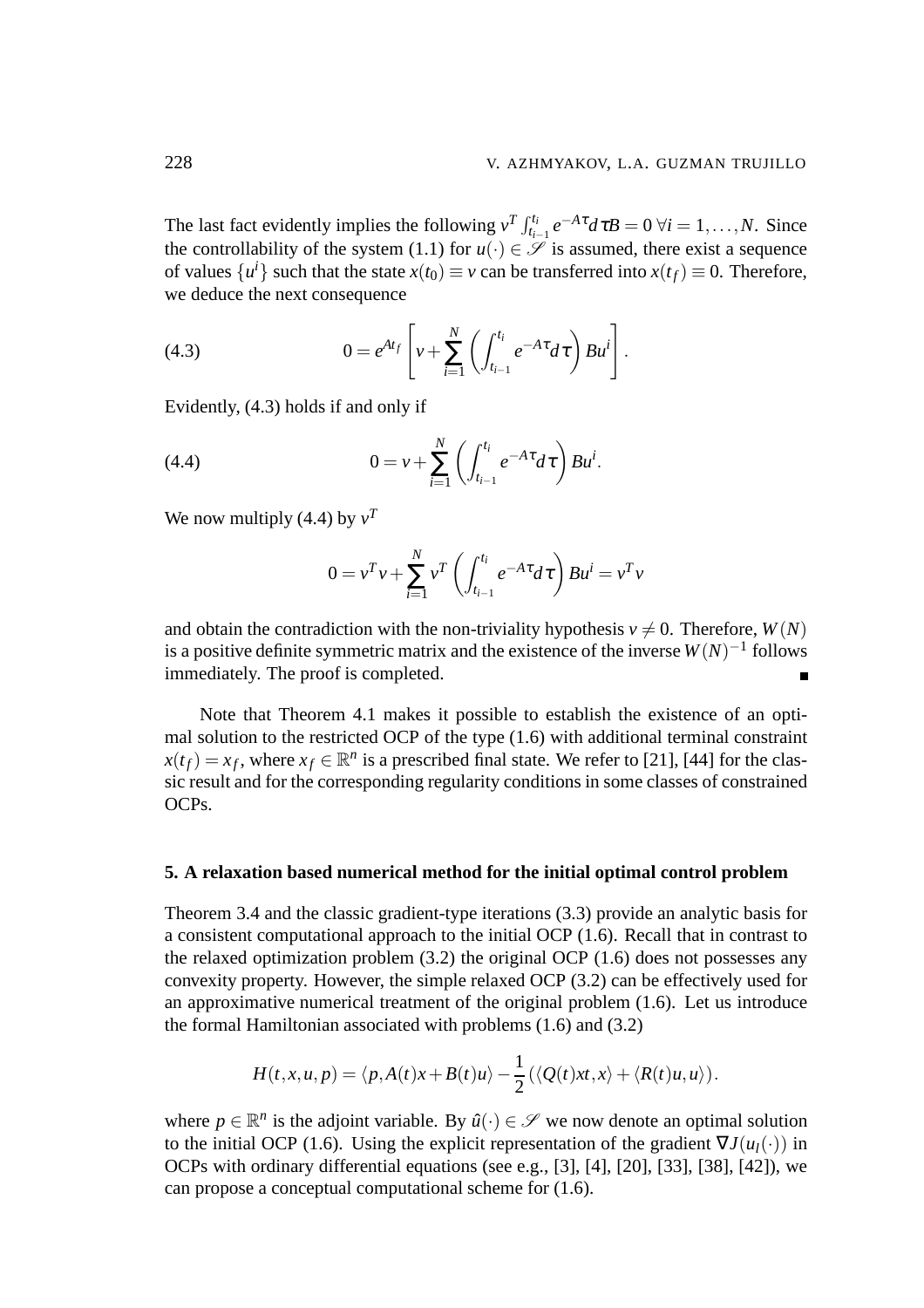The last fact evidently implies the following $v^T \int_{t_{i-1}}^{t_i} e^{-A\tau} d\tau B = 0 \; \forall i = 1, \dots, N$. Since the controllability of the system (1.1) for $u(\cdot) \in \mathscr{S}$ is assumed, there exist a sequence of values $\{u^i\}$ such that the state $x(t_0) \equiv v$ can be transferred into $x(t_f) \equiv 0$. Therefore, we deduce the next consequence

$$0 = e^{At_f} \left[ v + \sum_{i=1}^{N} \left( \int_{t_{i-1}}^{t_i} e^{-A\tau} d\tau \right) B u^i \right]. \tag{4.3}$$

Evidently, (4.3) holds if and only if

$$0 = v + \sum_{i=1}^{N} \left( \int_{t_{i-1}}^{t_i} e^{-A\tau} d\tau \right) B u^i. \tag{4.4}$$

We now multiply (4.4) by $v^T$

$$0 = v^T v + \sum_{i=1}^{N} v^T \left( \int_{t_{i-1}}^{t_i} e^{-A\tau} d\tau \right) B u^i = v^T v$$

and obtain the contradiction with the non-triviality hypothesis $v \neq 0$. Therefore, $W(N)$ is a positive definite symmetric matrix and the existence of the inverse $W(N)^{-1}$ follows immediately. The proof is completed. ∎

Note that Theorem 4.1 makes it possible to establish the existence of an optimal solution to the restricted OCP of the type (1.6) with additional terminal constraint $x(t_f) = x_f$, where $x_f \in \mathbb{R}^n$ is a prescribed final state. We refer to [21], [44] for the classic result and for the corresponding regularity conditions in some classes of constrained OCPs.

## 5. A relaxation based numerical method for the initial optimal control problem

Theorem 3.4 and the classic gradient-type iterations (3.3) provide an analytic basis for a consistent computational approach to the initial OCP (1.6). Recall that in contrast to the relaxed optimization problem (3.2) the original OCP (1.6) does not possesses any convexity property. However, the simple relaxed OCP (3.2) can be effectively used for an approximative numerical treatment of the original problem (1.6). Let us introduce the formal Hamiltonian associated with problems (1.6) and (3.2)

$$H(t,x,u,p) = \langle p, A(t)x + B(t)u \rangle - \frac{1}{2} (\langle Q(t)xt, x \rangle + \langle R(t)u, u \rangle).$$

where $p \in \mathbb{R}^n$ is the adjoint variable. By $\hat{u}(\cdot) \in \mathscr{S}$ we now denote an optimal solution to the initial OCP (1.6). Using the explicit representation of the gradient $\nabla J(u_l(\cdot))$ in OCPs with ordinary differential equations (see e.g., [3], [4], [20], [33], [38], [42]), we can propose a conceptual computational scheme for (1.6).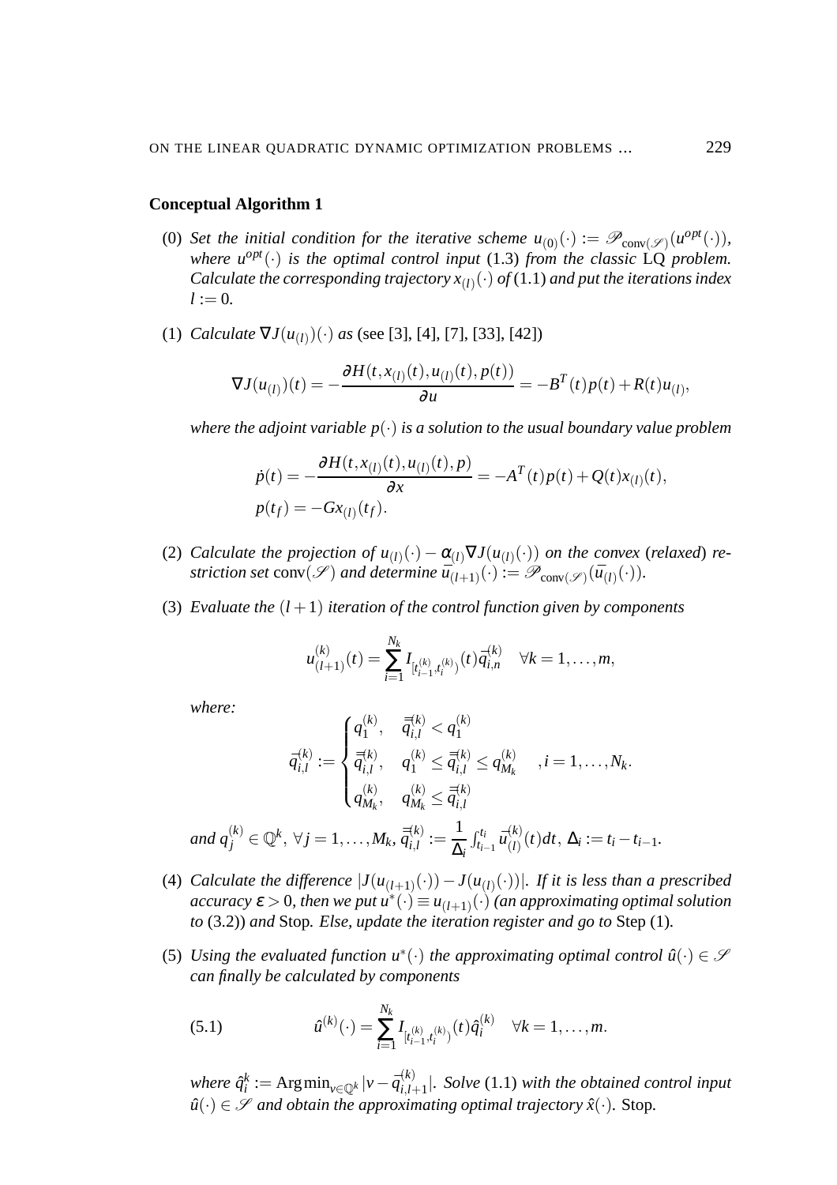**Conceptual Algorithm 1**

(0) *Set the initial condition for the iterative scheme* $u_{(0)}(\cdot) := \mathscr{P}_{\text{conv}(\mathscr{S})}(u^{opt}(\cdot))$, *where* $u^{opt}(\cdot)$ *is the optimal control input* (1.3) *from the classic* LQ *problem. Calculate the corresponding trajectory* $x_{(l)}(\cdot)$ *of* (1.1) *and put the iterations index* $l := 0$.

(1) *Calculate* $\nabla J(u_{(l)})(\cdot)$ *as* (see [3], [4], [7], [33], [42])

$$\nabla J(u_{(l)})(t) = -\frac{\partial H(t, x_{(l)}(t), u_{(l)}(t), p(t))}{\partial u} = -B^T(t)p(t) + R(t)u_{(l)},$$

*where the adjoint variable* $p(\cdot)$ *is a solution to the usual boundary value problem*

$$\dot{p}(t) = -\frac{\partial H(t, x_{(l)}(t), u_{(l)}(t), p)}{\partial x} = -A^T(t)p(t) + Q(t)x_{(l)}(t),$$
$$p(t_f) = -Gx_{(l)}(t_f).$$

(2) *Calculate the projection of* $u_{(l)}(\cdot) - \alpha_{(l)}\nabla J(u_{(l)}(\cdot))$ *on the convex* (*relaxed*) *restriction set* $\text{conv}(\mathscr{S})$ *and determine* $\bar{u}_{(l+1)}(\cdot) := \mathscr{P}_{\text{conv}(\mathscr{S})}(\bar{u}_{(l)}(\cdot))$.

(3) *Evaluate the* $(l+1)$ *iteration of the control function given by components*

$$u^{(k)}_{(l+1)}(t) = \sum_{i=1}^{N_k} I_{[t^{(k)}_{i-1}, t^{(k)}_i)}(t)\bar{q}^{(k)}_{i,n} \quad \forall k = 1, \dots, m,$$

*where:*

$$\bar{q}^{(k)}_{i,l} := \begin{cases} q^{(k)}_1, & \bar{\bar{q}}^{(k)}_{i,l} < q^{(k)}_1 \\ \bar{\bar{q}}^{(k)}_{i,l}, & q^{(k)}_1 \le \bar{\bar{q}}^{(k)}_{i,l} \le q^{(k)}_{M_k} \\ q^{(k)}_{M_k}, & q^{(k)}_{M_k} \le \bar{\bar{q}}^{(k)}_{i,l} \end{cases}, i = 1, \dots, N_k.$$

*and* $q^{(k)}_j \in \mathbb{Q}^k$, $\forall j = 1, \dots, M_k$, $\bar{\bar{q}}^{(k)}_{i,l} := \dfrac{1}{\Delta_i}\int_{t_{i-1}}^{t_i} \bar{u}^{(k)}_{(l)}(t)dt$, $\Delta_i := t_i - t_{i-1}$.

(4) *Calculate the difference* $|J(u_{(l+1)}(\cdot)) - J(u_{(l)}(\cdot))|$. *If it is less than a prescribed accuracy* $\varepsilon > 0$, *then we put* $u^*(\cdot) \equiv u_{(l+1)}(\cdot)$ *(an approximating optimal solution to* (3.2)*) and* Stop*. Else, update the iteration register and go to* Step (1).

(5) *Using the evaluated function* $u^*(\cdot)$ *the approximating optimal control* $\hat{u}(\cdot) \in \mathscr{S}$ *can finally be calculated by components*

$$\hat{u}^{(k)}(\cdot) = \sum_{i=1}^{N_k} I_{[t^{(k)}_{i-1}, t^{(k)}_i)}(t)\hat{q}^{(k)}_i \quad \forall k = 1, \dots, m. \tag{5.1}$$

*where* $\hat{q}^k_i := \text{Arg}\min_{v \in \mathbb{Q}^k} |v - \bar{q}^{(k)}_{i,l+1}|$. *Solve* (1.1) *with the obtained control input* $\hat{u}(\cdot) \in \mathscr{S}$ *and obtain the approximating optimal trajectory* $\hat{x}(\cdot)$. Stop.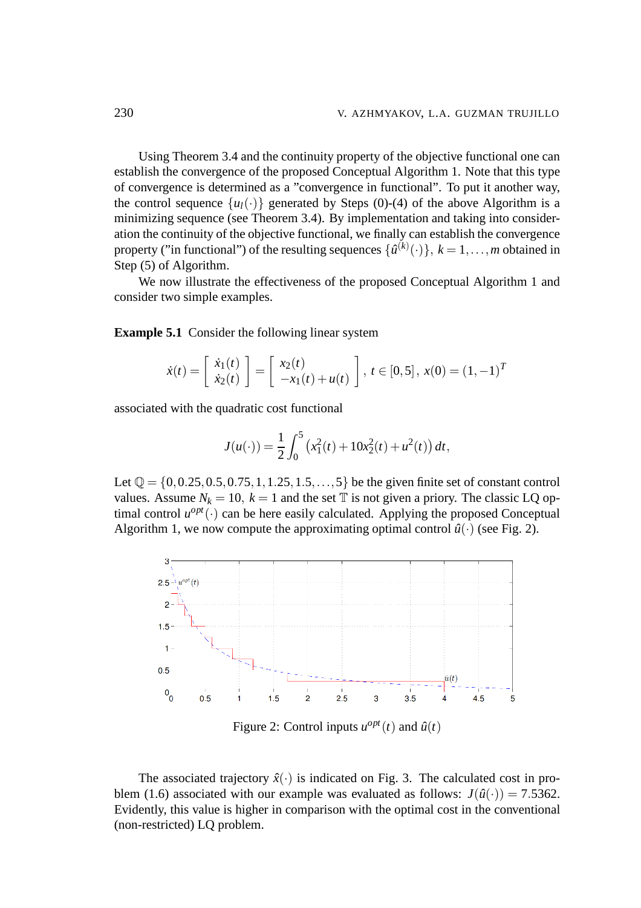Using Theorem 3.4 and the continuity property of the objective functional one can establish the convergence of the proposed Conceptual Algorithm 1. Note that this type of convergence is determined as a "convergence in functional". To put it another way, the control sequence $\{u_l(\cdot)\}$ generated by Steps (0)-(4) of the above Algorithm is a minimizing sequence (see Theorem 3.4). By implementation and taking into consideration the continuity of the objective functional, we finally can establish the convergence property ("in functional") of the resulting sequences $\{\hat{u}^{(k)}(\cdot)\}$, $k = 1,\dots,m$ obtained in Step (5) of Algorithm.

We now illustrate the effectiveness of the proposed Conceptual Algorithm 1 and consider two simple examples.

**Example 5.1** Consider the following linear system

$$\dot{x}(t) = \begin{bmatrix} \dot{x}_1(t) \\ \dot{x}_2(t) \end{bmatrix} = \begin{bmatrix} x_2(t) \\ -x_1(t) + u(t) \end{bmatrix}, \; t \in [0,5], \; x(0) = (1,-1)^T$$

associated with the quadratic cost functional

$$J(u(\cdot)) = \frac{1}{2}\int_0^5 \left(x_1^2(t) + 10x_2^2(t) + u^2(t)\right) dt,$$

Let $\mathbb{Q} = \{0, 0.25, 0.5, 0.75, 1, 1.25, 1.5, \dots, 5\}$ be the given finite set of constant control values. Assume $N_k = 10$, $k = 1$ and the set $\mathbb{T}$ is not given a priory. The classic LQ optimal control $u^{opt}(\cdot)$ can be here easily calculated. Applying the proposed Conceptual Algorithm 1, we now compute the approximating optimal control $\hat{u}(\cdot)$ (see Fig. 2).

Figure 2: Control inputs $u^{opt}(t)$ and $\hat{u}(t)$

The associated trajectory $\hat{x}(\cdot)$ is indicated on Fig. 3. The calculated cost in problem (1.6) associated with our example was evaluated as follows: $J(\hat{u}(\cdot)) = 7.5362$. Evidently, this value is higher in comparison with the optimal cost in the conventional (non-restricted) LQ problem.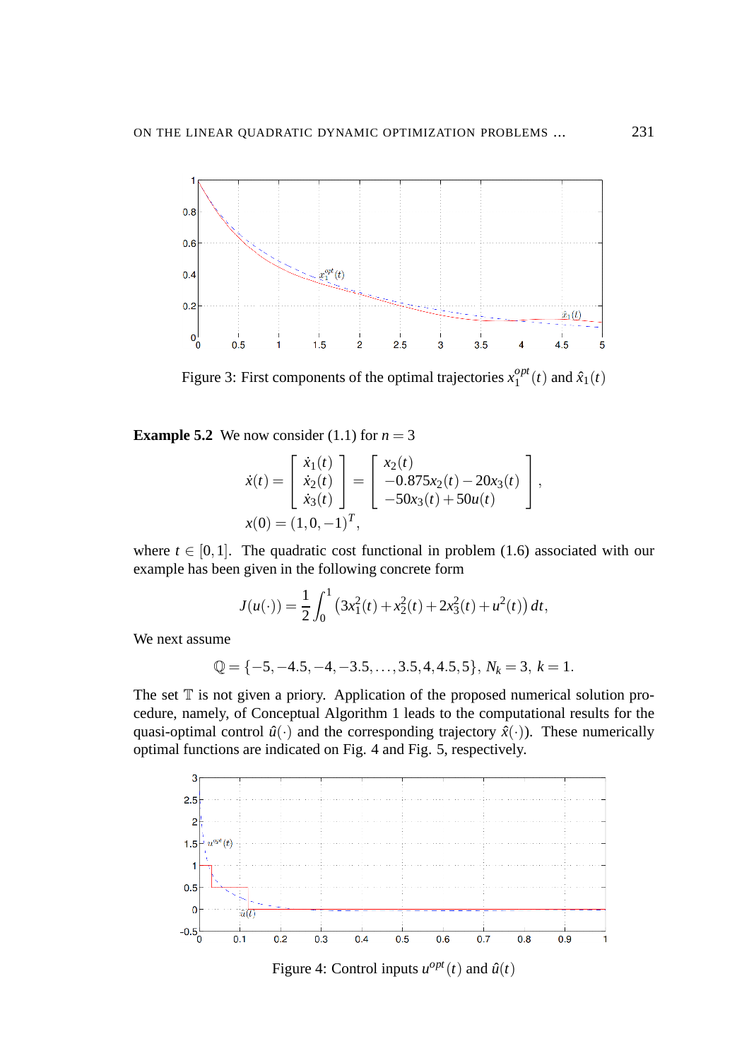Figure 3: First components of the optimal trajectories $x_1^{opt}(t)$ and $\hat{x}_1(t)$

**Example 5.2** We now consider (1.1) for $n = 3$

$$\dot{x}(t) = \begin{bmatrix} \dot{x}_1(t) \\ \dot{x}_2(t) \\ \dot{x}_3(t) \end{bmatrix} = \begin{bmatrix} x_2(t) \\ -0.875x_2(t) - 20x_3(t) \\ -50x_3(t) + 50u(t) \end{bmatrix},$$

$$x(0) = (1, 0, -1)^T,$$

where $t \in [0, 1]$. The quadratic cost functional in problem (1.6) associated with our example has been given in the following concrete form

$$J(u(\cdot)) = \frac{1}{2}\int_0^1 \left(3x_1^2(t) + x_2^2(t) + 2x_3^2(t) + u^2(t)\right) dt,$$

We next assume

$$\mathbb{Q} = \{-5, -4.5, -4, -3.5, \ldots, 3.5, 4, 4.5, 5\},\ N_k = 3,\ k = 1.$$

The set $\mathbb{T}$ is not given a priory. Application of the proposed numerical solution procedure, namely, of Conceptual Algorithm 1 leads to the computational results for the quasi-optimal control $\hat{u}(\cdot)$ and the corresponding trajectory $\hat{x}(\cdot)$. These numerically optimal functions are indicated on Fig. 4 and Fig. 5, respectively.

Figure 4: Control inputs $u^{opt}(t)$ and $\hat{u}(t)$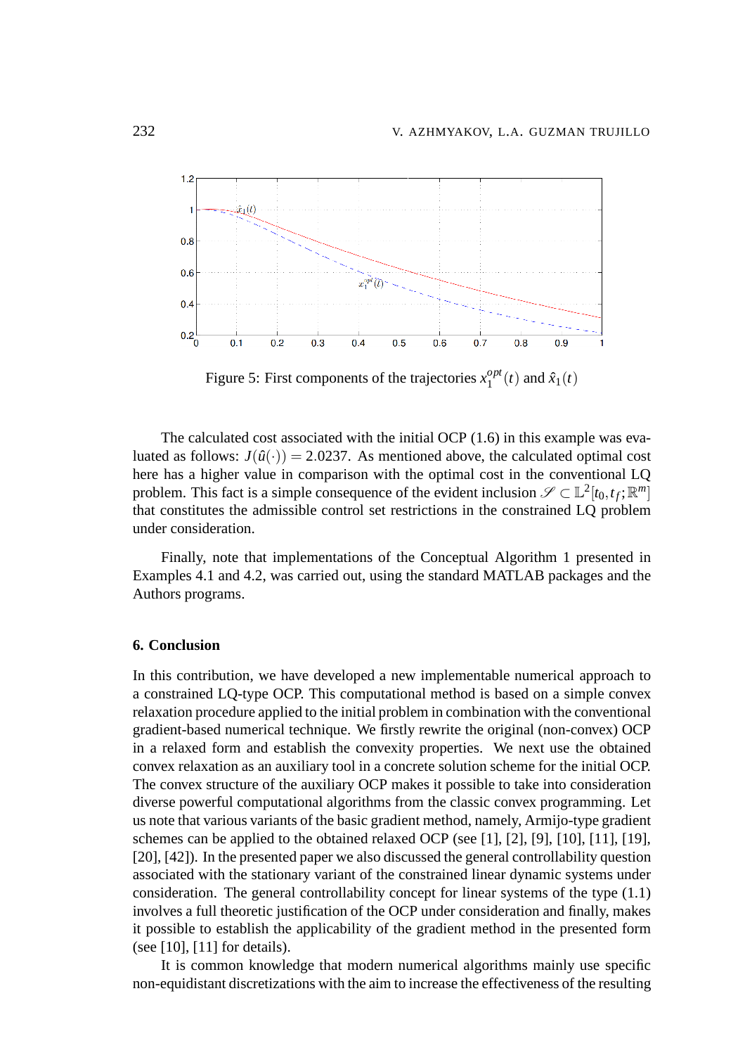Figure 5: First components of the trajectories $x_1^{opt}(t)$ and $\hat{x}_1(t)$

The calculated cost associated with the initial OCP (1.6) in this example was evaluated as follows: $J(\hat{u}(\cdot)) = 2.0237$. As mentioned above, the calculated optimal cost here has a higher value in comparison with the optimal cost in the conventional LQ problem. This fact is a simple consequence of the evident inclusion $\mathscr{S} \subset \mathbb{L}^2[t_0, t_f; \mathbb{R}^m]$ that constitutes the admissible control set restrictions in the constrained LQ problem under consideration.

Finally, note that implementations of the Conceptual Algorithm 1 presented in Examples 4.1 and 4.2, was carried out, using the standard MATLAB packages and the Authors programs.

## 6. Conclusion

In this contribution, we have developed a new implementable numerical approach to a constrained LQ-type OCP. This computational method is based on a simple convex relaxation procedure applied to the initial problem in combination with the conventional gradient-based numerical technique. We firstly rewrite the original (non-convex) OCP in a relaxed form and establish the convexity properties. We next use the obtained convex relaxation as an auxiliary tool in a concrete solution scheme for the initial OCP. The convex structure of the auxiliary OCP makes it possible to take into consideration diverse powerful computational algorithms from the classic convex programming. Let us note that various variants of the basic gradient method, namely, Armijo-type gradient schemes can be applied to the obtained relaxed OCP (see [1], [2], [9], [10], [11], [19], [20], [42]). In the presented paper we also discussed the general controllability question associated with the stationary variant of the constrained linear dynamic systems under consideration. The general controllability concept for linear systems of the type (1.1) involves a full theoretic justification of the OCP under consideration and finally, makes it possible to establish the applicability of the gradient method in the presented form (see [10], [11] for details).

It is common knowledge that modern numerical algorithms mainly use specific non-equidistant discretizations with the aim to increase the effectiveness of the resulting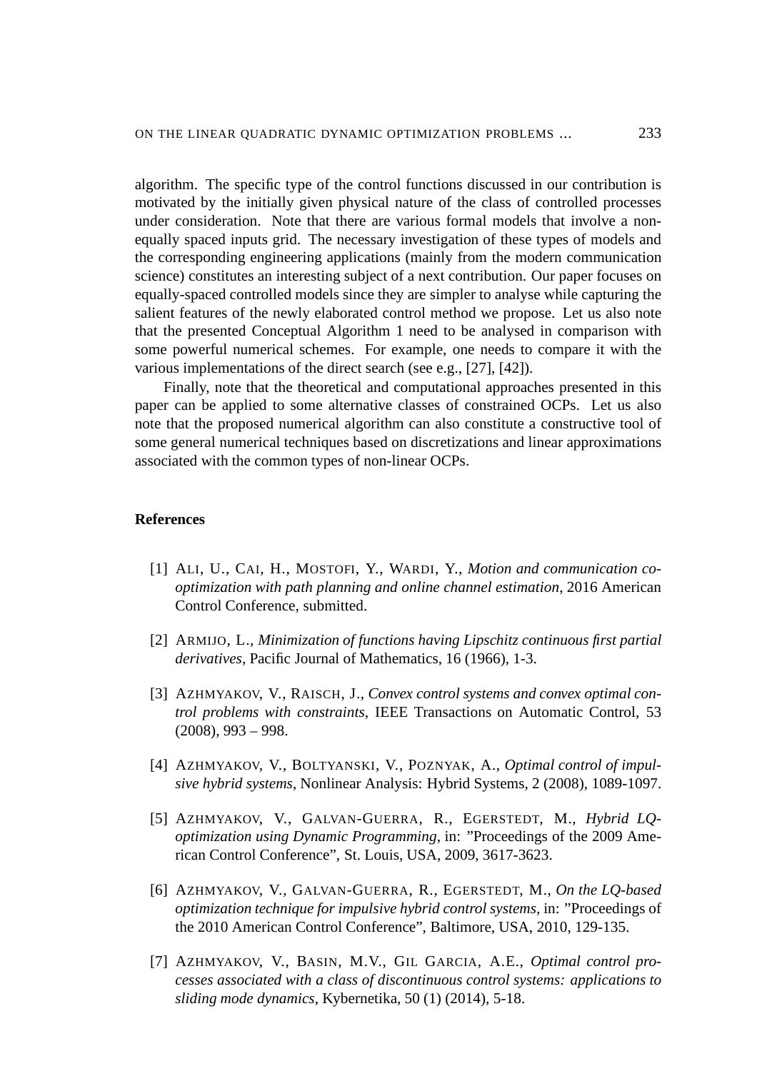algorithm. The specific type of the control functions discussed in our contribution is motivated by the initially given physical nature of the class of controlled processes under consideration. Note that there are various formal models that involve a non-equally spaced inputs grid. The necessary investigation of these types of models and the corresponding engineering applications (mainly from the modern communication science) constitutes an interesting subject of a next contribution. Our paper focuses on equally-spaced controlled models since they are simpler to analyse while capturing the salient features of the newly elaborated control method we propose. Let us also note that the presented Conceptual Algorithm 1 need to be analysed in comparison with some powerful numerical schemes. For example, one needs to compare it with the various implementations of the direct search (see e.g., [27], [42]).

Finally, note that the theoretical and computational approaches presented in this paper can be applied to some alternative classes of constrained OCPs. Let us also note that the proposed numerical algorithm can also constitute a constructive tool of some general numerical techniques based on discretizations and linear approximations associated with the common types of non-linear OCPs.

## References

[1] Ali, U., Cai, H., Mostofi, Y., Wardi, Y., *Motion and communication co-optimization with path planning and online channel estimation*, 2016 American Control Conference, submitted.

[2] Armijo, L., *Minimization of functions having Lipschitz continuous first partial derivatives*, Pacific Journal of Mathematics, 16 (1966), 1-3.

[3] Azhmyakov, V., Raisch, J., *Convex control systems and convex optimal control problems with constraints*, IEEE Transactions on Automatic Control, 53 (2008), 993 – 998.

[4] Azhmyakov, V., Boltyanski, V., Poznyak, A., *Optimal control of impulsive hybrid systems*, Nonlinear Analysis: Hybrid Systems, 2 (2008), 1089-1097.

[5] Azhmyakov, V., Galvan-Guerra, R., Egerstedt, M., *Hybrid LQ-optimization using Dynamic Programming*, in: "Proceedings of the 2009 American Control Conference", St. Louis, USA, 2009, 3617-3623.

[6] Azhmyakov, V., Galvan-Guerra, R., Egerstedt, M., *On the LQ-based optimization technique for impulsive hybrid control systems*, in: "Proceedings of the 2010 American Control Conference", Baltimore, USA, 2010, 129-135.

[7] Azhmyakov, V., Basin, M.V., Gil Garcia, A.E., *Optimal control processes associated with a class of discontinuous control systems: applications to sliding mode dynamics*, Kybernetika, 50 (1) (2014), 5-18.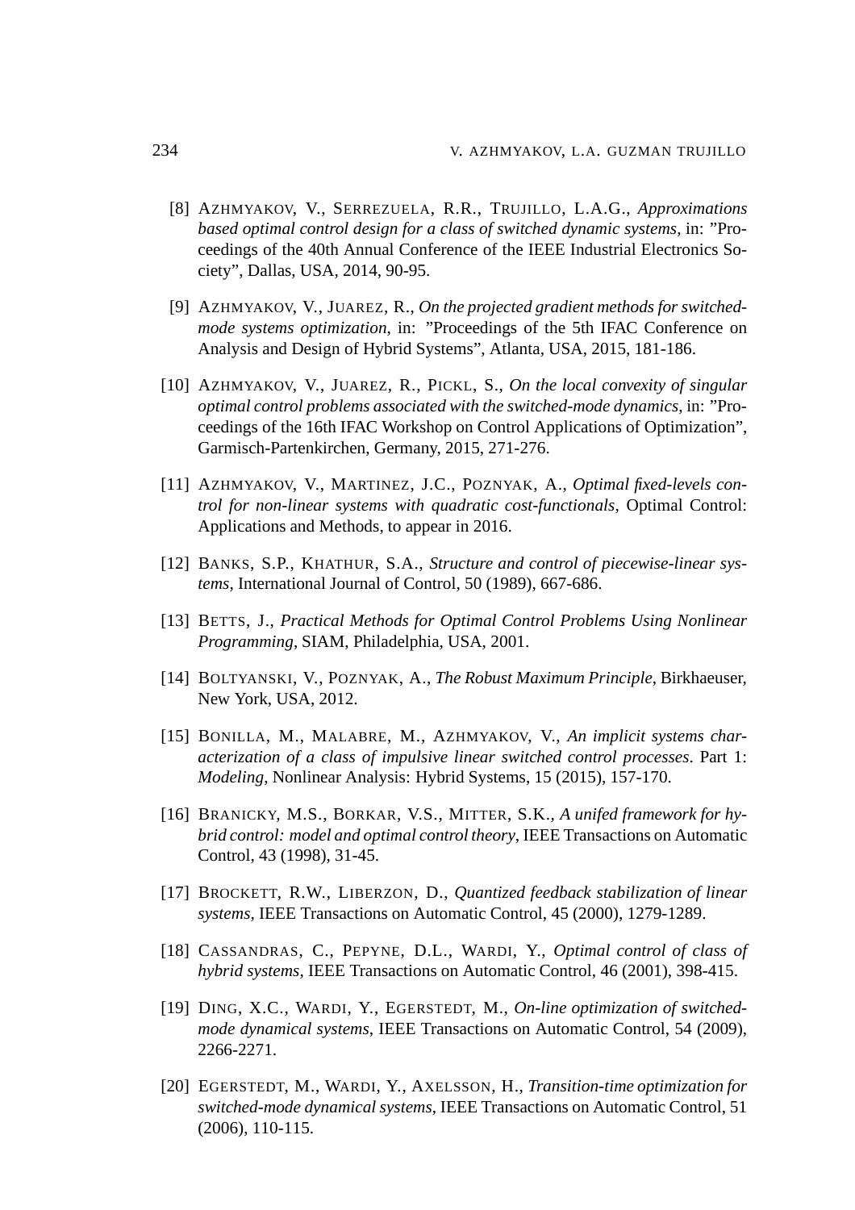[8] Azhmyakov, V., Serrezuela, R.R., Trujillo, L.A.G., *Approximations based optimal control design for a class of switched dynamic systems*, in: "Proceedings of the 40th Annual Conference of the IEEE Industrial Electronics Society", Dallas, USA, 2014, 90-95.

[9] Azhmyakov, V., Juarez, R., *On the projected gradient methods for switched-mode systems optimization*, in: "Proceedings of the 5th IFAC Conference on Analysis and Design of Hybrid Systems", Atlanta, USA, 2015, 181-186.

[10] Azhmyakov, V., Juarez, R., Pickl, S., *On the local convexity of singular optimal control problems associated with the switched-mode dynamics*, in: "Proceedings of the 16th IFAC Workshop on Control Applications of Optimization", Garmisch-Partenkirchen, Germany, 2015, 271-276.

[11] Azhmyakov, V., Martinez, J.C., Poznyak, A., *Optimal fixed-levels control for non-linear systems with quadratic cost-functionals*, Optimal Control: Applications and Methods, to appear in 2016.

[12] Banks, S.P., Khathur, S.A., *Structure and control of piecewise-linear systems*, International Journal of Control, 50 (1989), 667-686.

[13] Betts, J., *Practical Methods for Optimal Control Problems Using Nonlinear Programming*, SIAM, Philadelphia, USA, 2001.

[14] Boltyanski, V., Poznyak, A., *The Robust Maximum Principle*, Birkhaeuser, New York, USA, 2012.

[15] Bonilla, M., Malabre, M., Azhmyakov, V., *An implicit systems characterization of a class of impulsive linear switched control processes*. Part 1: *Modeling*, Nonlinear Analysis: Hybrid Systems, 15 (2015), 157-170.

[16] Branicky, M.S., Borkar, V.S., Mitter, S.K., *A unifed framework for hybrid control: model and optimal control theory*, IEEE Transactions on Automatic Control, 43 (1998), 31-45.

[17] Brockett, R.W., Liberzon, D., *Quantized feedback stabilization of linear systems*, IEEE Transactions on Automatic Control, 45 (2000), 1279-1289.

[18] Cassandras, C., Pepyne, D.L., Wardi, Y., *Optimal control of class of hybrid systems*, IEEE Transactions on Automatic Control, 46 (2001), 398-415.

[19] Ding, X.C., Wardi, Y., Egerstedt, M., *On-line optimization of switched-mode dynamical systems*, IEEE Transactions on Automatic Control, 54 (2009), 2266-2271.

[20] Egerstedt, M., Wardi, Y., Axelsson, H., *Transition-time optimization for switched-mode dynamical systems*, IEEE Transactions on Automatic Control, 51 (2006), 110-115.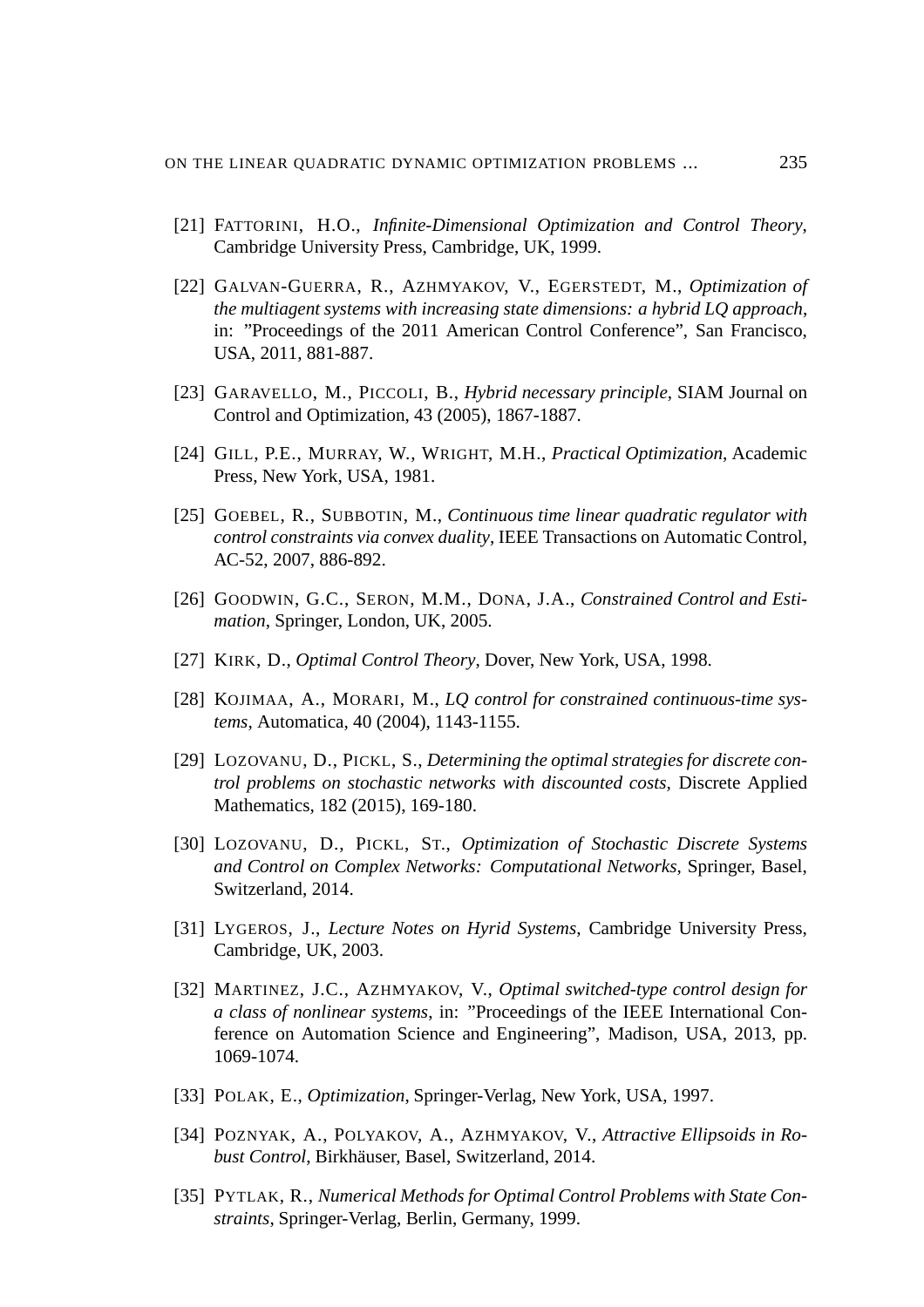[21] Fattorini, H.O., *Infinite-Dimensional Optimization and Control Theory*, Cambridge University Press, Cambridge, UK, 1999.

[22] Galvan-Guerra, R., Azhmyakov, V., Egerstedt, M., *Optimization of the multiagent systems with increasing state dimensions: a hybrid LQ approach*, in: "Proceedings of the 2011 American Control Conference", San Francisco, USA, 2011, 881-887.

[23] Garavello, M., Piccoli, B., *Hybrid necessary principle*, SIAM Journal on Control and Optimization, 43 (2005), 1867-1887.

[24] Gill, P.E., Murray, W., Wright, M.H., *Practical Optimization*, Academic Press, New York, USA, 1981.

[25] Goebel, R., Subbotin, M., *Continuous time linear quadratic regulator with control constraints via convex duality*, IEEE Transactions on Automatic Control, AC-52, 2007, 886-892.

[26] Goodwin, G.C., Seron, M.M., Dona, J.A., *Constrained Control and Estimation*, Springer, London, UK, 2005.

[27] Kirk, D., *Optimal Control Theory*, Dover, New York, USA, 1998.

[28] Kojimaa, A., Morari, M., *LQ control for constrained continuous-time systems*, Automatica, 40 (2004), 1143-1155.

[29] Lozovanu, D., Pickl, S., *Determining the optimal strategies for discrete control problems on stochastic networks with discounted costs*, Discrete Applied Mathematics, 182 (2015), 169-180.

[30] Lozovanu, D., Pickl, St., *Optimization of Stochastic Discrete Systems and Control on Complex Networks: Computational Networks*, Springer, Basel, Switzerland, 2014.

[31] Lygeros, J., *Lecture Notes on Hyrid Systems*, Cambridge University Press, Cambridge, UK, 2003.

[32] Martinez, J.C., Azhmyakov, V., *Optimal switched-type control design for a class of nonlinear systems*, in: "Proceedings of the IEEE International Conference on Automation Science and Engineering", Madison, USA, 2013, pp. 1069-1074.

[33] Polak, E., *Optimization*, Springer-Verlag, New York, USA, 1997.

[34] Poznyak, A., Polyakov, A., Azhmyakov, V., *Attractive Ellipsoids in Robust Control*, Birkhäuser, Basel, Switzerland, 2014.

[35] Pytlak, R., *Numerical Methods for Optimal Control Problems with State Constraints*, Springer-Verlag, Berlin, Germany, 1999.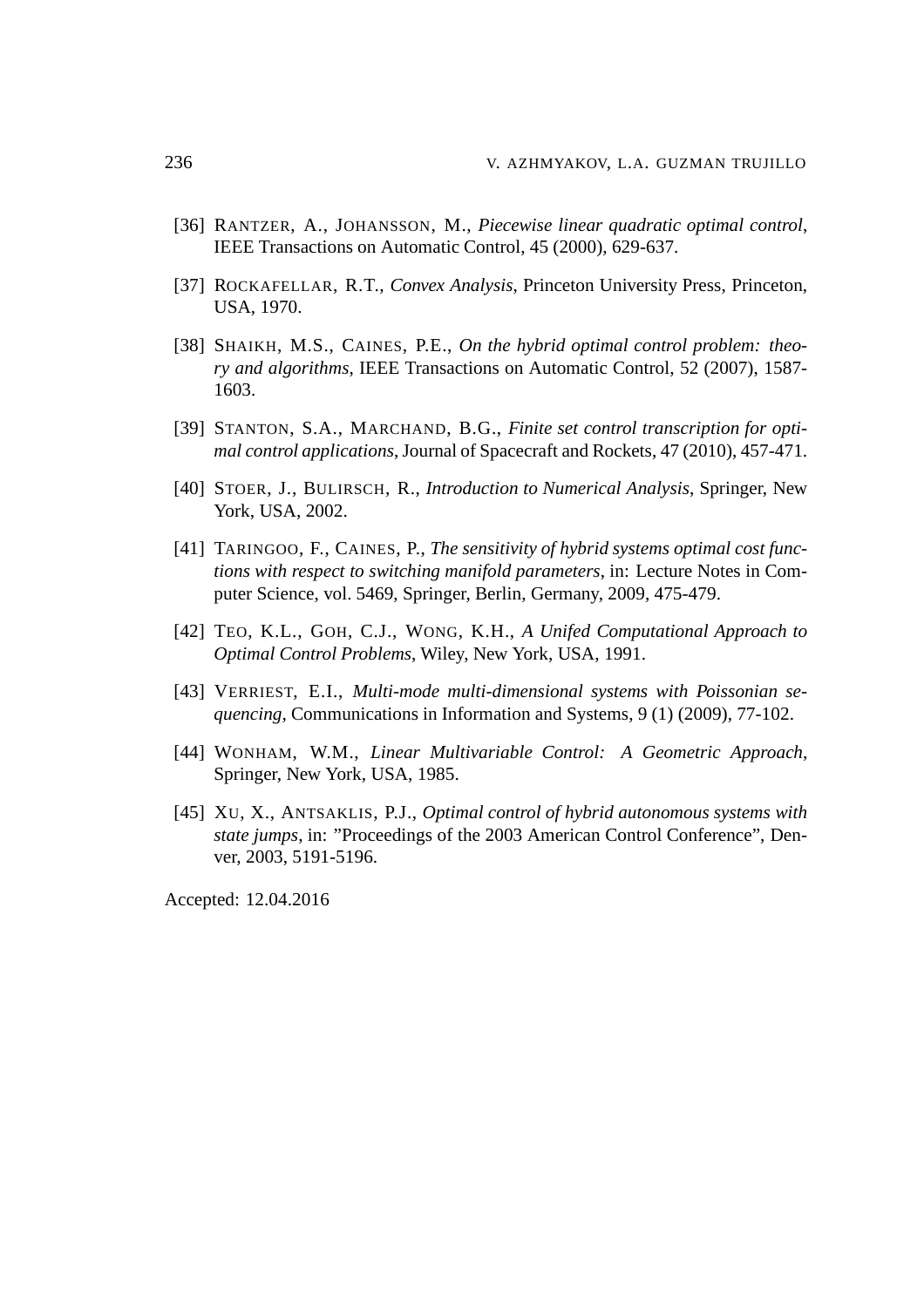[36] RANTZER, A., JOHANSSON, M., *Piecewise linear quadratic optimal control*, IEEE Transactions on Automatic Control, 45 (2000), 629-637.

[37] ROCKAFELLAR, R.T., *Convex Analysis*, Princeton University Press, Princeton, USA, 1970.

[38] SHAIKH, M.S., CAINES, P.E., *On the hybrid optimal control problem: theory and algorithms*, IEEE Transactions on Automatic Control, 52 (2007), 1587-1603.

[39] STANTON, S.A., MARCHAND, B.G., *Finite set control transcription for optimal control applications*, Journal of Spacecraft and Rockets, 47 (2010), 457-471.

[40] STOER, J., BULIRSCH, R., *Introduction to Numerical Analysis*, Springer, New York, USA, 2002.

[41] TARINGOO, F., CAINES, P., *The sensitivity of hybrid systems optimal cost functions with respect to switching manifold parameters*, in: Lecture Notes in Computer Science, vol. 5469, Springer, Berlin, Germany, 2009, 475-479.

[42] TEO, K.L., GOH, C.J., WONG, K.H., *A Unifed Computational Approach to Optimal Control Problems*, Wiley, New York, USA, 1991.

[43] VERRIEST, E.I., *Multi-mode multi-dimensional systems with Poissonian sequencing*, Communications in Information and Systems, 9 (1) (2009), 77-102.

[44] WONHAM, W.M., *Linear Multivariable Control: A Geometric Approach*, Springer, New York, USA, 1985.

[45] XU, X., ANTSAKLIS, P.J., *Optimal control of hybrid autonomous systems with state jumps*, in: "Proceedings of the 2003 American Control Conference", Denver, 2003, 5191-5196.

Accepted: 12.04.2016